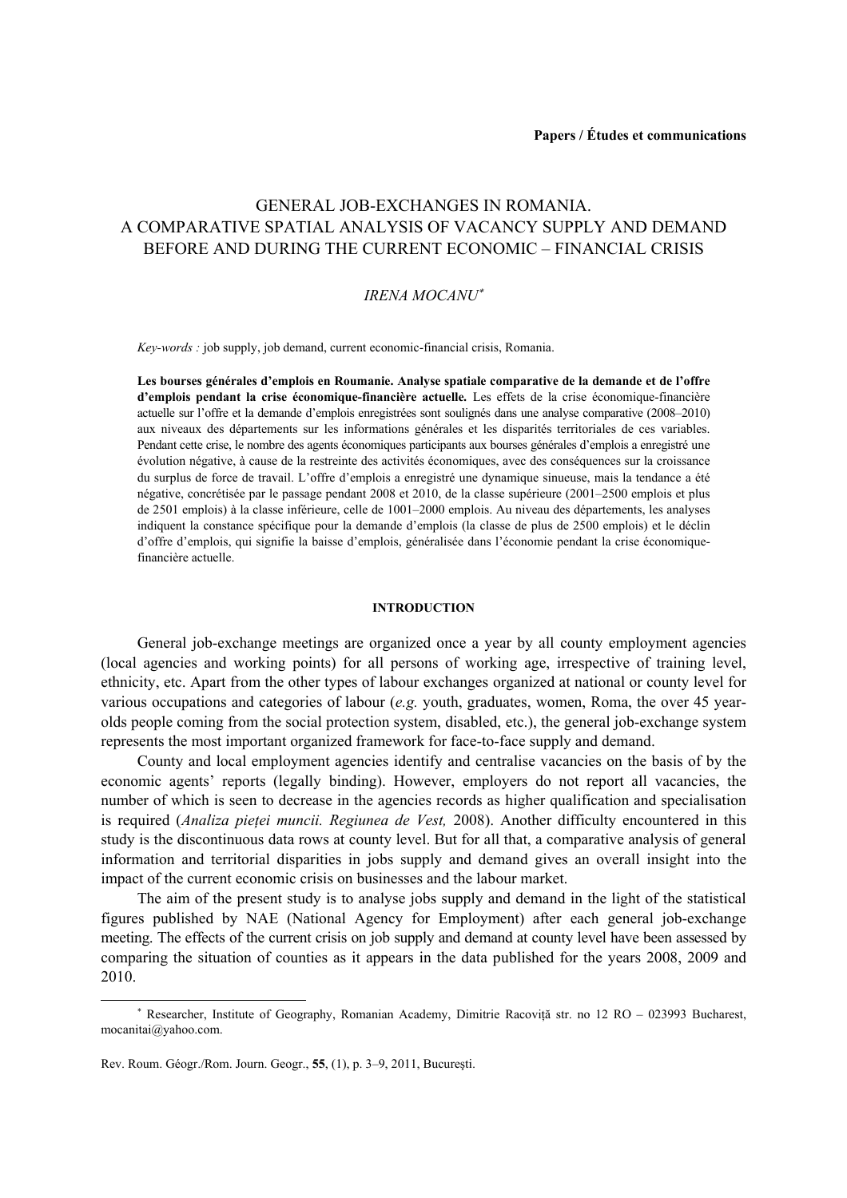**Papers / Études et communications**

# GENERAL JOB-EXCHANGES IN ROMANIA. A COMPARATIVE SPATIAL ANALYSIS OF VACANCY SUPPLY AND DEMAND BEFORE AND DURING THE CURRENT ECONOMIC – FINANCIAL CRISIS

*IRENA MOCANU*[*]

*Key-words :* job supply, job demand, current economic-financial crisis, Romania.

**Les bourses générales d'emplois en Roumanie. Analyse spatiale comparative de la demande et de l'offre d'emplois pendant la crise économique-financière actuelle.** Les effets de la crise économique-financière actuelle sur l'offre et la demande d'emplois enregistrées sont soulignés dans une analyse comparative (2008–2010) aux niveaux des départements sur les informations générales et les disparités territoriales de ces variables. Pendant cette crise, le nombre des agents économiques participants aux bourses générales d'emplois a enregistré une évolution négative, à cause de la restreinte des activités économiques, avec des conséquences sur la croissance du surplus de force de travail. L'offre d'emplois a enregistré une dynamique sinueuse, mais la tendance a été négative, concrétisée par le passage pendant 2008 et 2010, de la classe supérieure (2001–2500 emplois et plus de 2501 emplois) à la classe inférieure, celle de 1001–2000 emplois. Au niveau des départements, les analyses indiquent la constance spécifique pour la demande d'emplois (la classe de plus de 2500 emplois) et le déclin d'offre d'emplois, qui signifie la baisse d'emplois, généralisée dans l'économie pendant la crise économique-financière actuelle.

## INTRODUCTION

General job-exchange meetings are organized once a year by all county employment agencies (local agencies and working points) for all persons of working age, irrespective of training level, ethnicity, etc. Apart from the other types of labour exchanges organized at national or county level for various occupations and categories of labour (*e.g.* youth, graduates, women, Roma, the over 45 year-olds people coming from the social protection system, disabled, etc.), the general job-exchange system represents the most important organized framework for face-to-face supply and demand.

County and local employment agencies identify and centralise vacancies on the basis of by the economic agents' reports (legally binding). However, employers do not report all vacancies, the number of which is seen to decrease in the agencies records as higher qualification and specialisation is required (*Analiza pieţei muncii. Regiunea de Vest,* 2008). Another difficulty encountered in this study is the discontinuous data rows at county level. But for all that, a comparative analysis of general information and territorial disparities in jobs supply and demand gives an overall insight into the impact of the current economic crisis on businesses and the labour market.

The aim of the present study is to analyse jobs supply and demand in the light of the statistical figures published by NAE (National Agency for Employment) after each general job-exchange meeting. The effects of the current crisis on job supply and demand at county level have been assessed by comparing the situation of counties as it appears in the data published for the years 2008, 2009 and 2010.

[*] Researcher, Institute of Geography, Romanian Academy, Dimitrie Racoviţă str. no 12 RO – 023993 Bucharest, mocanitai@yahoo.com.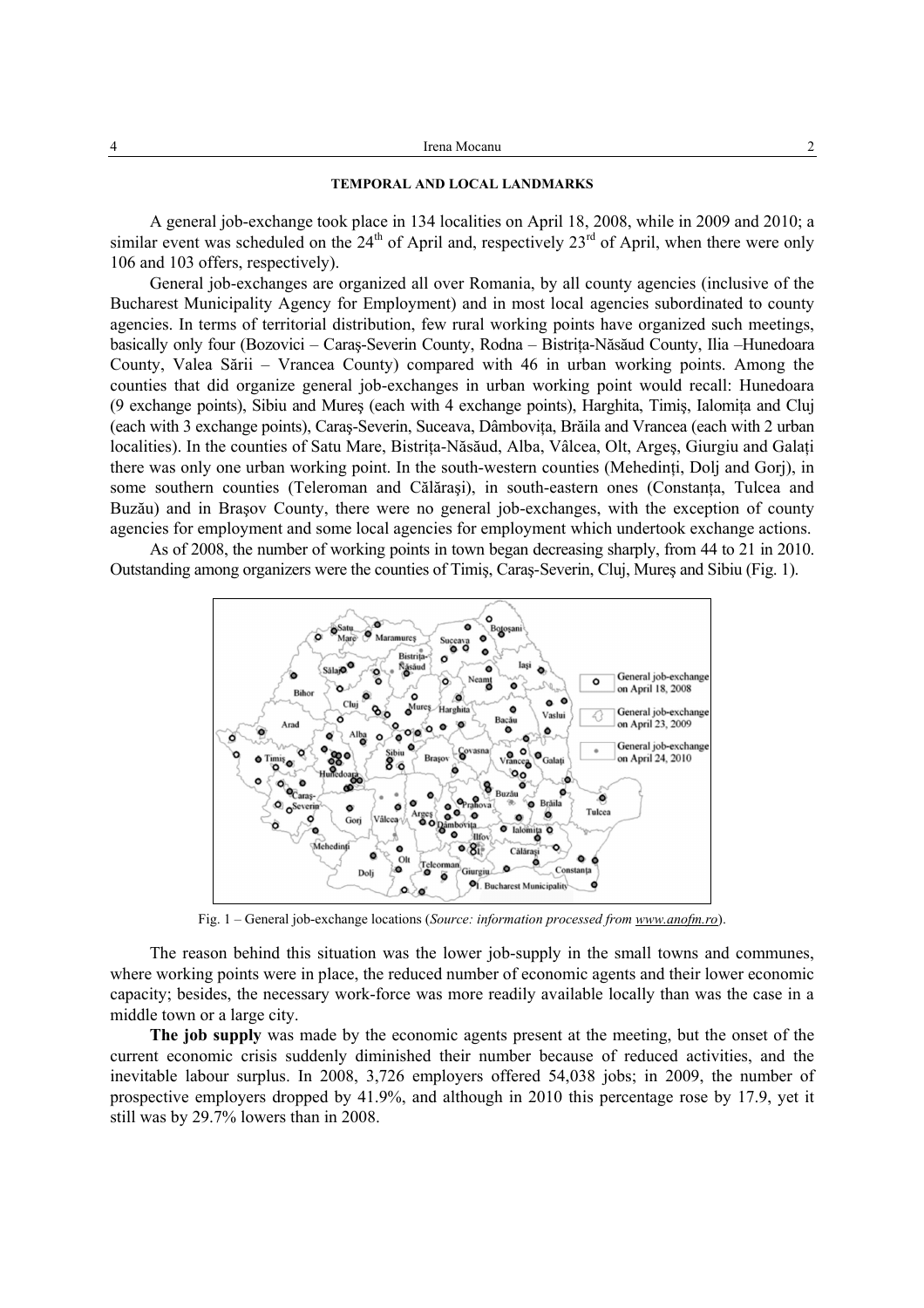## TEMPORAL AND LOCAL LANDMARKS

A general job-exchange took place in 134 localities on April 18, 2008, while in 2009 and 2010; a similar event was scheduled on the 24th of April and, respectively 23rd of April, when there were only 106 and 103 offers, respectively).

General job-exchanges are organized all over Romania, by all county agencies (inclusive of the Bucharest Municipality Agency for Employment) and in most local agencies subordinated to county agencies. In terms of territorial distribution, few rural working points have organized such meetings, basically only four (Bozovici – Caraş-Severin County, Rodna – Bistriţa-Năsăud County, Ilia –Hunedoara County, Valea Sării – Vrancea County) compared with 46 in urban working points. Among the counties that did organize general job-exchanges in urban working point would recall: Hunedoara (9 exchange points), Sibiu and Mureş (each with 4 exchange points), Harghita, Timiş, Ialomiţa and Cluj (each with 3 exchange points), Caraş-Severin, Suceava, Dâmboviţa, Brăila and Vrancea (each with 2 urban localities). In the counties of Satu Mare, Bistriţa-Năsăud, Alba, Vâlcea, Olt, Argeş, Giurgiu and Galaţi there was only one urban working point. In the south-western counties (Mehedinţi, Dolj and Gorj), in some southern counties (Teleroman and Călăraşi), in south-eastern ones (Constanţa, Tulcea and Buzău) and in Braşov County, there were no general job-exchanges, with the exception of county agencies for employment and some local agencies for employment which undertook exchange actions.

As of 2008, the number of working points in town began decreasing sharply, from 44 to 21 in 2010. Outstanding among organizers were the counties of Timiş, Caraş-Severin, Cluj, Mureş and Sibiu (Fig. 1).

Fig. 1 – General job-exchange locations (*Source: information processed from www.anofm.ro*).

The reason behind this situation was the lower job-supply in the small towns and communes, where working points were in place, the reduced number of economic agents and their lower economic capacity; besides, the necessary work-force was more readily available locally than was the case in a middle town or a large city.

**The job supply** was made by the economic agents present at the meeting, but the onset of the current economic crisis suddenly diminished their number because of reduced activities, and the inevitable labour surplus. In 2008, 3,726 employers offered 54,038 jobs; in 2009, the number of prospective employers dropped by 41.9%, and although in 2010 this percentage rose by 17.9, yet it still was by 29.7% lowers than in 2008.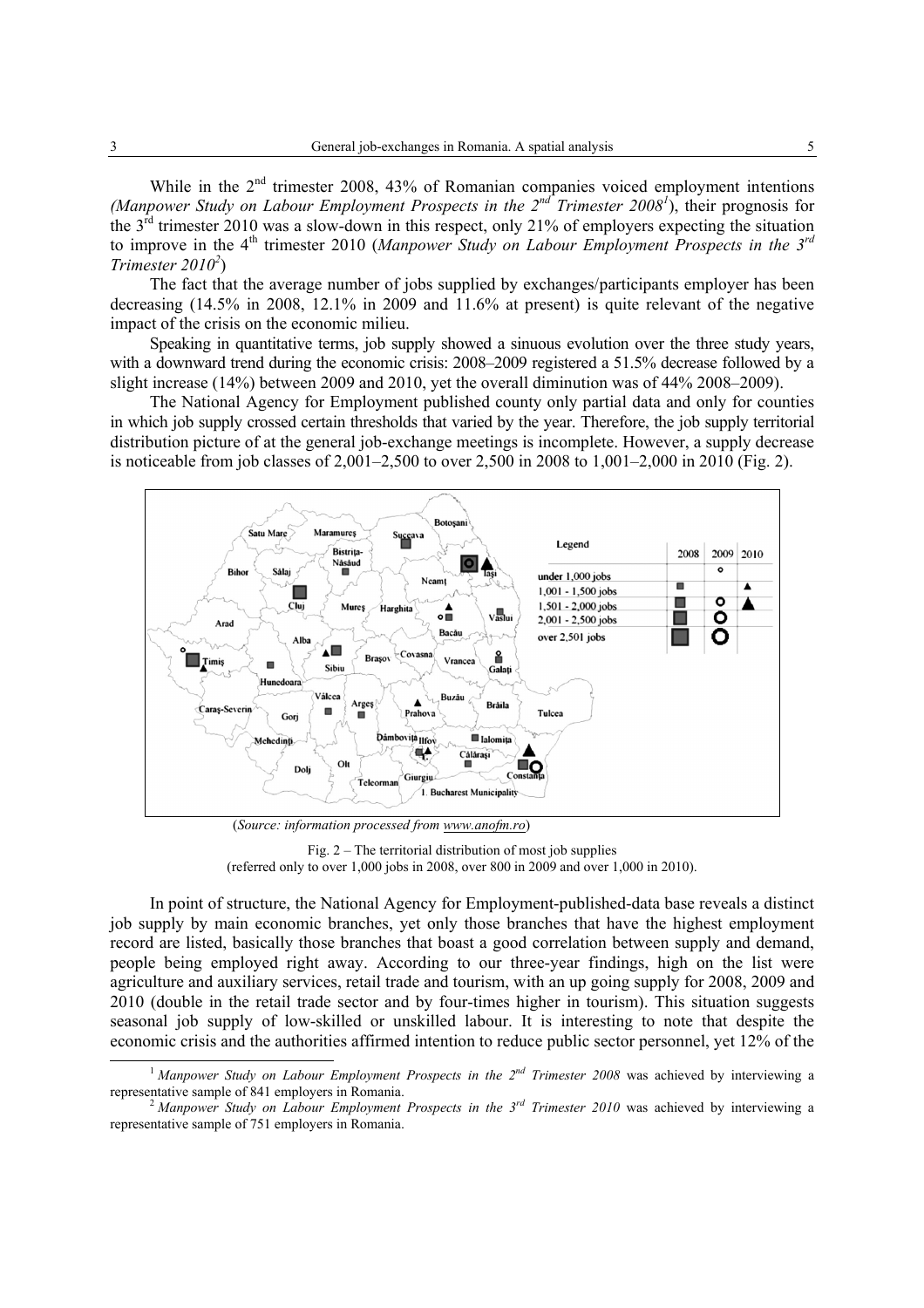While in the 2nd trimester 2008, 43% of Romanian companies voiced employment intentions *(Manpower Study on Labour Employment Prospects in the 2nd Trimester 2008*[1]), their prognosis for the 3rd trimester 2010 was a slow-down in this respect, only 21% of employers expecting the situation to improve in the 4th trimester 2010 (*Manpower Study on Labour Employment Prospects in the 3rd Trimester 2010*[2])

The fact that the average number of jobs supplied by exchanges/participants employer has been decreasing (14.5% in 2008, 12.1% in 2009 and 11.6% at present) is quite relevant of the negative impact of the crisis on the economic milieu.

Speaking in quantitative terms, job supply showed a sinuous evolution over the three study years, with a downward trend during the economic crisis: 2008–2009 registered a 51.5% decrease followed by a slight increase (14%) between 2009 and 2010, yet the overall diminution was of 44% 2008–2009).

The National Agency for Employment published county only partial data and only for counties in which job supply crossed certain thresholds that varied by the year. Therefore, the job supply territorial distribution picture of at the general job-exchange meetings is incomplete. However, a supply decrease is noticeable from job classes of 2,001–2,500 to over 2,500 in 2008 to 1,001–2,000 in 2010 (Fig. 2).

(*Source: information processed from www.anofm.ro*)

Fig. 2 – The territorial distribution of most job supplies
(referred only to over 1,000 jobs in 2008, over 800 in 2009 and over 1,000 in 2010).

In point of structure, the National Agency for Employment-published-data base reveals a distinct job supply by main economic branches, yet only those branches that have the highest employment record are listed, basically those branches that boast a good correlation between supply and demand, people being employed right away. According to our three-year findings, high on the list were agriculture and auxiliary services, retail trade and tourism, with an up going supply for 2008, 2009 and 2010 (double in the retail trade sector and by four-times higher in tourism). This situation suggests seasonal job supply of low-skilled or unskilled labour. It is interesting to note that despite the economic crisis and the authorities affirmed intention to reduce public sector personnel, yet 12% of the

[1] *Manpower Study on Labour Employment Prospects in the 2nd Trimester 2008* was achieved by interviewing a representative sample of 841 employers in Romania.

[2] *Manpower Study on Labour Employment Prospects in the 3rd Trimester 2010* was achieved by interviewing a representative sample of 751 employers in Romania.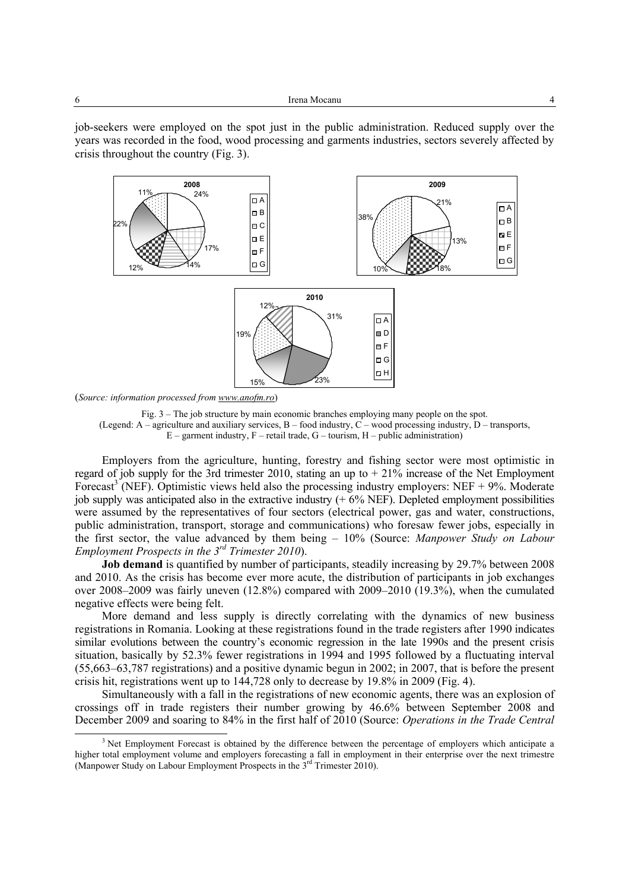job-seekers were employed on the spot just in the public administration. Reduced supply over the years was recorded in the food, wood processing and garments industries, sectors severely affected by crisis throughout the country (Fig. 3).

(*Source: information processed from www.anofm.ro*)

Fig. 3 – The job structure by main economic branches employing many people on the spot.
(Legend: A – agriculture and auxiliary services, B – food industry, C – wood processing industry, D – transports, E – garment industry, F – retail trade, G – tourism, H – public administration)

Employers from the agriculture, hunting, forestry and fishing sector were most optimistic in regard of job supply for the 3rd trimester 2010, stating an up to + 21% increase of the Net Employment Forecast[3] (NEF). Optimistic views held also the processing industry employers: NEF + 9%. Moderate job supply was anticipated also in the extractive industry (+ 6% NEF). Depleted employment possibilities were assumed by the representatives of four sectors (electrical power, gas and water, constructions, public administration, transport, storage and communications) who foresaw fewer jobs, especially in the first sector, the value advanced by them being – 10% (Source: *Manpower Study on Labour Employment Prospects in the 3rd Trimester 2010*).

**Job demand** is quantified by number of participants, steadily increasing by 29.7% between 2008 and 2010. As the crisis has become ever more acute, the distribution of participants in job exchanges over 2008–2009 was fairly uneven (12.8%) compared with 2009–2010 (19.3%), when the cumulated negative effects were being felt.

More demand and less supply is directly correlating with the dynamics of new business registrations in Romania. Looking at these registrations found in the trade registers after 1990 indicates similar evolutions between the country's economic regression in the late 1990s and the present crisis situation, basically by 52.3% fewer registrations in 1994 and 1995 followed by a fluctuating interval (55,663–63,787 registrations) and a positive dynamic begun in 2002; in 2007, that is before the present crisis hit, registrations went up to 144,728 only to decrease by 19.8% in 2009 (Fig. 4).

Simultaneously with a fall in the registrations of new economic agents, there was an explosion of crossings off in trade registers their number growing by 46.6% between September 2008 and December 2009 and soaring to 84% in the first half of 2010 (Source: *Operations in the Trade Central*

[3] Net Employment Forecast is obtained by the difference between the percentage of employers which anticipate a higher total employment volume and employers forecasting a fall in employment in their enterprise over the next trimestre (Manpower Study on Labour Employment Prospects in the 3rd Trimester 2010).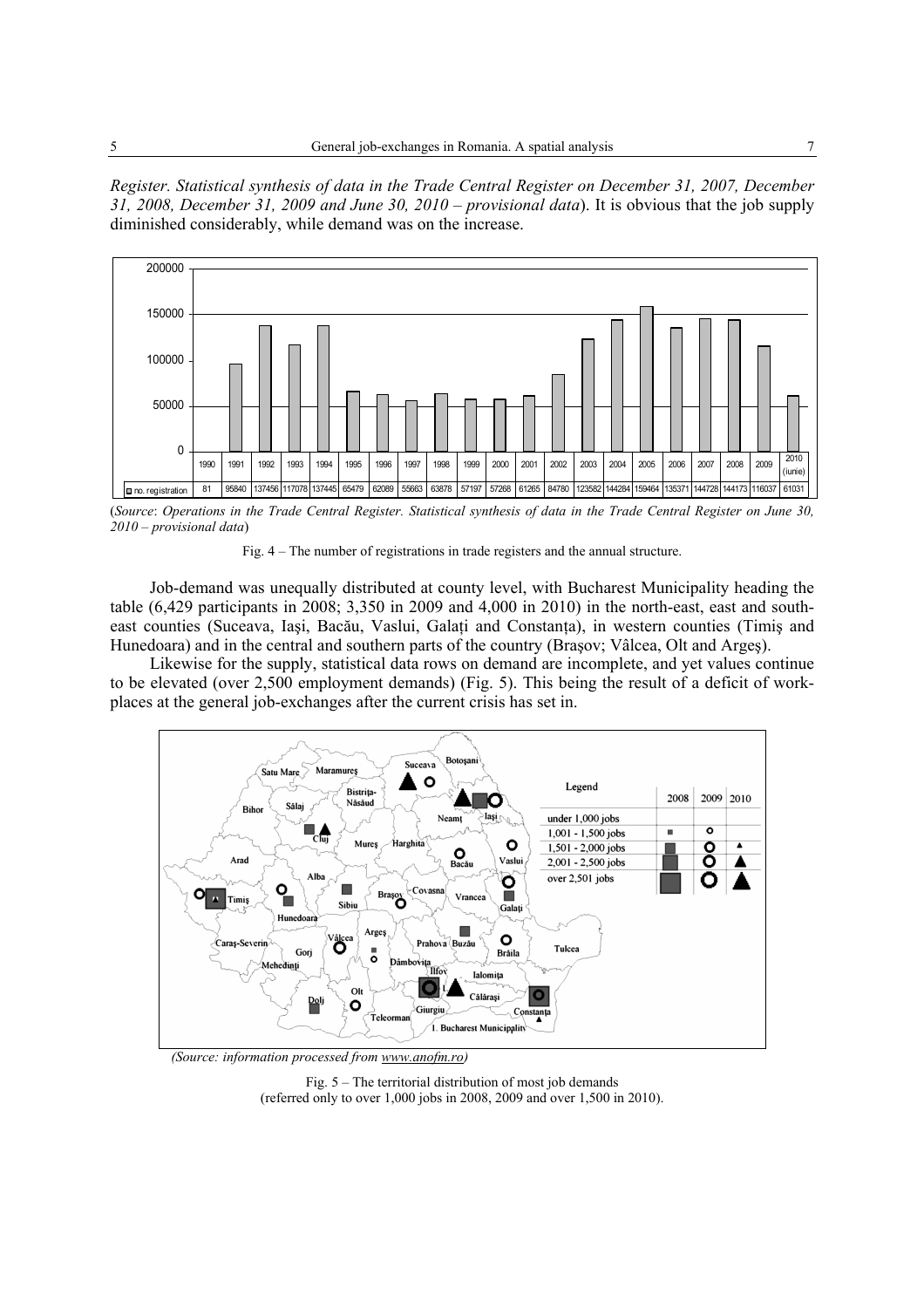*Register. Statistical synthesis of data in the Trade Central Register on December 31, 2007, December 31, 2008, December 31, 2009 and June 30, 2010 – provisional data*). It is obvious that the job supply diminished considerably, while demand was on the increase.

| | 1990 | 1991 | 1992 | 1993 | 1994 | 1995 | 1996 | 1997 | 1998 | 1999 | 2000 | 2001 | 2002 | 2003 | 2004 | 2005 | 2006 | 2007 | 2008 | 2009 | 2010 (iunie) |
|---|---|---|---|---|---|---|---|---|---|---|---|---|---|---|---|---|---|---|---|---|---|
| no. registration | 81 | 95840 | 137456 | 117078 | 137445 | 65479 | 62089 | 55663 | 63878 | 57197 | 57268 | 61265 | 84780 | 123582 | 144284 | 159464 | 135371 | 144728 | 144173 | 116037 | 61031 |

(*Source*: *Operations in the Trade Central Register. Statistical synthesis of data in the Trade Central Register on June 30, 2010 – provisional data*)

Fig. 4 – The number of registrations in trade registers and the annual structure.

Job-demand was unequally distributed at county level, with Bucharest Municipality heading the table (6,429 participants in 2008; 3,350 in 2009 and 4,000 in 2010) in the north-east, east and south-east counties (Suceava, Iaşi, Bacău, Vaslui, Galaţi and Constanţa), in western counties (Timiş and Hunedoara) and in the central and southern parts of the country (Braşov; Vâlcea, Olt and Argeş).

Likewise for the supply, statistical data rows on demand are incomplete, and yet values continue to be elevated (over 2,500 employment demands) (Fig. 5). This being the result of a deficit of work-places at the general job-exchanges after the current crisis has set in.

*(Source: information processed from www.anofm.ro)*

Fig. 5 – The territorial distribution of most job demands (referred only to over 1,000 jobs in 2008, 2009 and over 1,500 in 2010).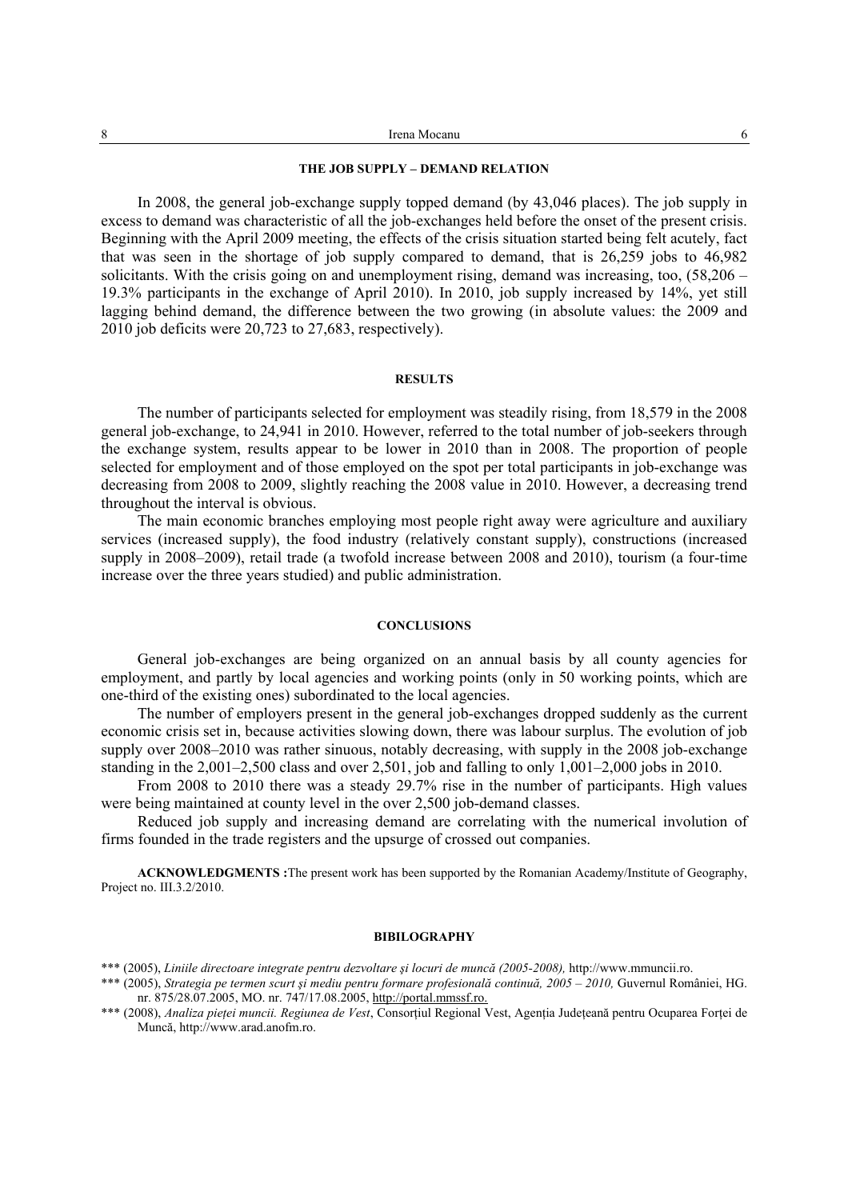## THE JOB SUPPLY – DEMAND RELATION

In 2008, the general job-exchange supply topped demand (by 43,046 places). The job supply in excess to demand was characteristic of all the job-exchanges held before the onset of the present crisis. Beginning with the April 2009 meeting, the effects of the crisis situation started being felt acutely, fact that was seen in the shortage of job supply compared to demand, that is 26,259 jobs to 46,982 solicitants. With the crisis going on and unemployment rising, demand was increasing, too, (58,206 – 19.3% participants in the exchange of April 2010). In 2010, job supply increased by 14%, yet still lagging behind demand, the difference between the two growing (in absolute values: the 2009 and 2010 job deficits were 20,723 to 27,683, respectively).

## RESULTS

The number of participants selected for employment was steadily rising, from 18,579 in the 2008 general job-exchange, to 24,941 in 2010. However, referred to the total number of job-seekers through the exchange system, results appear to be lower in 2010 than in 2008. The proportion of people selected for employment and of those employed on the spot per total participants in job-exchange was decreasing from 2008 to 2009, slightly reaching the 2008 value in 2010. However, a decreasing trend throughout the interval is obvious.

The main economic branches employing most people right away were agriculture and auxiliary services (increased supply), the food industry (relatively constant supply), constructions (increased supply in 2008–2009), retail trade (a twofold increase between 2008 and 2010), tourism (a four-time increase over the three years studied) and public administration.

## CONCLUSIONS

General job-exchanges are being organized on an annual basis by all county agencies for employment, and partly by local agencies and working points (only in 50 working points, which are one-third of the existing ones) subordinated to the local agencies.

The number of employers present in the general job-exchanges dropped suddenly as the current economic crisis set in, because activities slowing down, there was labour surplus. The evolution of job supply over 2008–2010 was rather sinuous, notably decreasing, with supply in the 2008 job-exchange standing in the 2,001–2,500 class and over 2,501, job and falling to only 1,001–2,000 jobs in 2010.

From 2008 to 2010 there was a steady 29.7% rise in the number of participants. High values were being maintained at county level in the over 2,500 job-demand classes.

Reduced job supply and increasing demand are correlating with the numerical involution of firms founded in the trade registers and the upsurge of crossed out companies.

**ACKNOWLEDGMENTS :**The present work has been supported by the Romanian Academy/Institute of Geography, Project no. III.3.2/2010.

## BIBILOGRAPHY

\*\*\* (2005), *Liniile directoare integrate pentru dezvoltare şi locuri de muncă (2005-2008),* http://www.mmuncii.ro.

\*\*\* (2005), *Strategia pe termen scurt şi mediu pentru formare profesională continuă, 2005 – 2010,* Guvernul României, HG. nr. 875/28.07.2005, MO. nr. 747/17.08.2005, http://portal.mmssf.ro.

\*\*\* (2008), *Analiza pieţei muncii. Regiunea de Vest*, Consorţiul Regional Vest, Agenţia Judeţeană pentru Ocuparea Forţei de Muncă, http://www.arad.anofm.ro.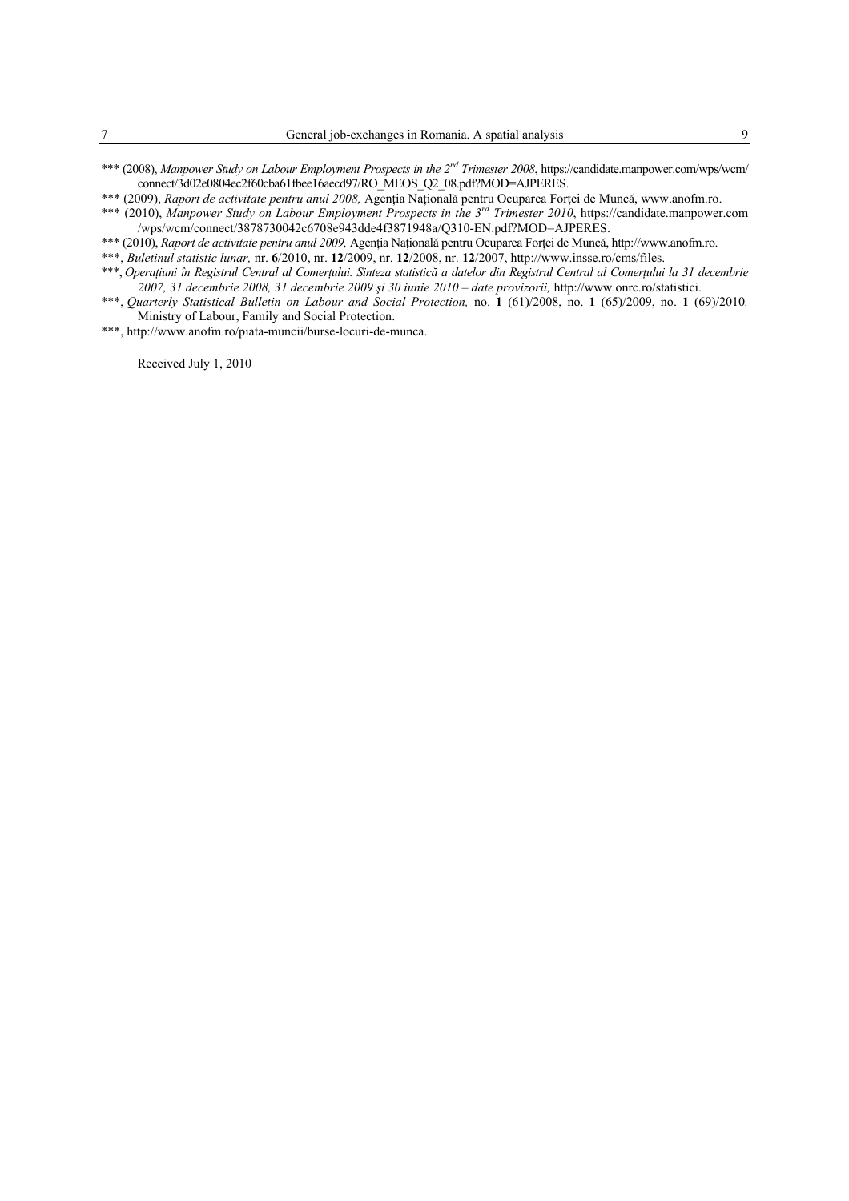*** (2008), *Manpower Study on Labour Employment Prospects in the 2nd Trimester 2008*, https://candidate.manpower.com/wps/wcm/connect/3d02e0804ec2f60cba61fbee16aecd97/RO_MEOS_Q2_08.pdf?MOD=AJPERES.

*** (2009), *Raport de activitate pentru anul 2008,* Agenția Națională pentru Ocuparea Forței de Muncă, www.anofm.ro.

*** (2010), *Manpower Study on Labour Employment Prospects in the 3rd Trimester 2010*, https://candidate.manpower.com/wps/wcm/connect/3878730042c6708e943dde4f3871948a/Q310-EN.pdf?MOD=AJPERES.

*** (2010), *Raport de activitate pentru anul 2009,* Agenția Națională pentru Ocuparea Forței de Muncă, http://www.anofm.ro.

***, *Buletinul statistic lunar,* nr. **6**/2010, nr. **12**/2009, nr. **12**/2008, nr. **12**/2007, http://www.insse.ro/cms/files.

***, *Operațiuni în Registrul Central al Comerțului. Sinteza statistică a datelor din Registrul Central al Comerțului la 31 decembrie 2007, 31 decembrie 2008, 31 decembrie 2009 și 30 iunie 2010 – date provizorii,* http://www.onrc.ro/statistici.

***, *Quarterly Statistical Bulletin on Labour and Social Protection,* no. **1** (61)/2008, no. **1** (65)/2009, no. **1** (69)/2010*,* Ministry of Labour, Family and Social Protection.

***, http://www.anofm.ro/piata-muncii/burse-locuri-de-munca.

Received July 1, 2010